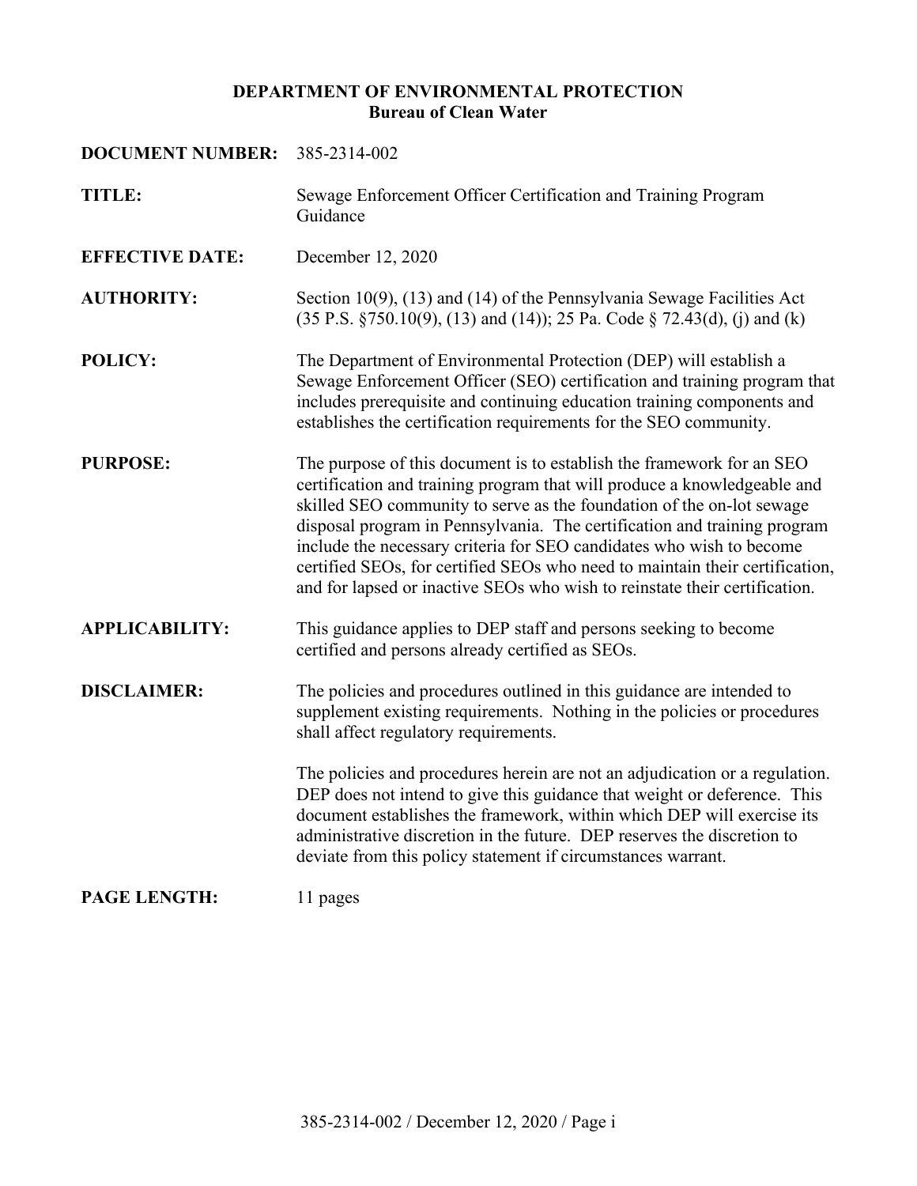**DEPARTMENT OF ENVIRONMENTAL PROTECTION**
**Bureau of Clean Water**

**DOCUMENT NUMBER:** 385-2314-002

**TITLE:** Sewage Enforcement Officer Certification and Training Program Guidance

**EFFECTIVE DATE:** December 12, 2020

**AUTHORITY:** Section 10(9), (13) and (14) of the Pennsylvania Sewage Facilities Act (35 P.S. §750.10(9), (13) and (14)); 25 Pa. Code § 72.43(d), (j) and (k)

**POLICY:** The Department of Environmental Protection (DEP) will establish a Sewage Enforcement Officer (SEO) certification and training program that includes prerequisite and continuing education training components and establishes the certification requirements for the SEO community.

**PURPOSE:** The purpose of this document is to establish the framework for an SEO certification and training program that will produce a knowledgeable and skilled SEO community to serve as the foundation of the on-lot sewage disposal program in Pennsylvania. The certification and training program include the necessary criteria for SEO candidates who wish to become certified SEOs, for certified SEOs who need to maintain their certification, and for lapsed or inactive SEOs who wish to reinstate their certification.

**APPLICABILITY:** This guidance applies to DEP staff and persons seeking to become certified and persons already certified as SEOs.

**DISCLAIMER:** The policies and procedures outlined in this guidance are intended to supplement existing requirements. Nothing in the policies or procedures shall affect regulatory requirements.

The policies and procedures herein are not an adjudication or a regulation. DEP does not intend to give this guidance that weight or deference. This document establishes the framework, within which DEP will exercise its administrative discretion in the future. DEP reserves the discretion to deviate from this policy statement if circumstances warrant.

**PAGE LENGTH:** 11 pages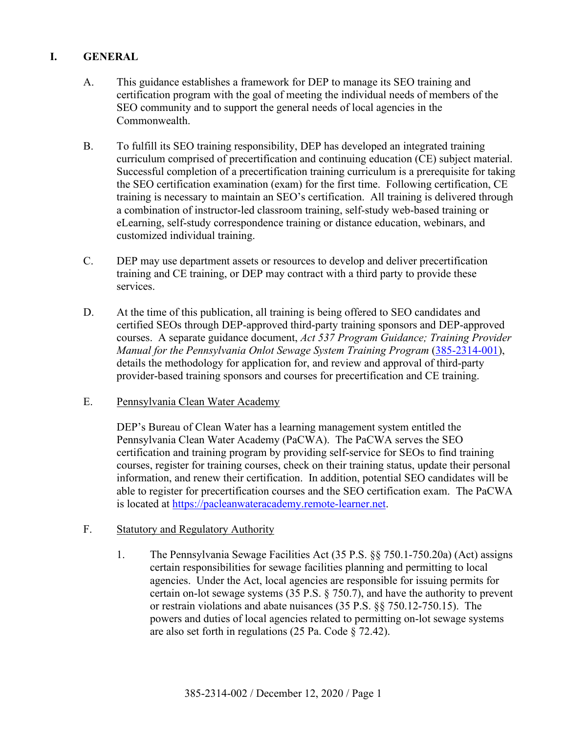## I. GENERAL

A. This guidance establishes a framework for DEP to manage its SEO training and certification program with the goal of meeting the individual needs of members of the SEO community and to support the general needs of local agencies in the Commonwealth.

B. To fulfill its SEO training responsibility, DEP has developed an integrated training curriculum comprised of precertification and continuing education (CE) subject material. Successful completion of a precertification training curriculum is a prerequisite for taking the SEO certification examination (exam) for the first time. Following certification, CE training is necessary to maintain an SEO's certification. All training is delivered through a combination of instructor-led classroom training, self-study web-based training or eLearning, self-study correspondence training or distance education, webinars, and customized individual training.

C. DEP may use department assets or resources to develop and deliver precertification training and CE training, or DEP may contract with a third party to provide these services.

D. At the time of this publication, all training is being offered to SEO candidates and certified SEOs through DEP-approved third-party training sponsors and DEP-approved courses. A separate guidance document, *Act 537 Program Guidance; Training Provider Manual for the Pennsylvania Onlot Sewage System Training Program* (385-2314-001), details the methodology for application for, and review and approval of third-party provider-based training sponsors and courses for precertification and CE training.

E. Pennsylvania Clean Water Academy

DEP's Bureau of Clean Water has a learning management system entitled the Pennsylvania Clean Water Academy (PaCWA). The PaCWA serves the SEO certification and training program by providing self-service for SEOs to find training courses, register for training courses, check on their training status, update their personal information, and renew their certification. In addition, potential SEO candidates will be able to register for precertification courses and the SEO certification exam. The PaCWA is located at https://pacleanwateracademy.remote-learner.net.

F. Statutory and Regulatory Authority

1. The Pennsylvania Sewage Facilities Act (35 P.S. §§ 750.1-750.20a) (Act) assigns certain responsibilities for sewage facilities planning and permitting to local agencies. Under the Act, local agencies are responsible for issuing permits for certain on-lot sewage systems (35 P.S. § 750.7), and have the authority to prevent or restrain violations and abate nuisances (35 P.S. §§ 750.12-750.15). The powers and duties of local agencies related to permitting on-lot sewage systems are also set forth in regulations (25 Pa. Code § 72.42).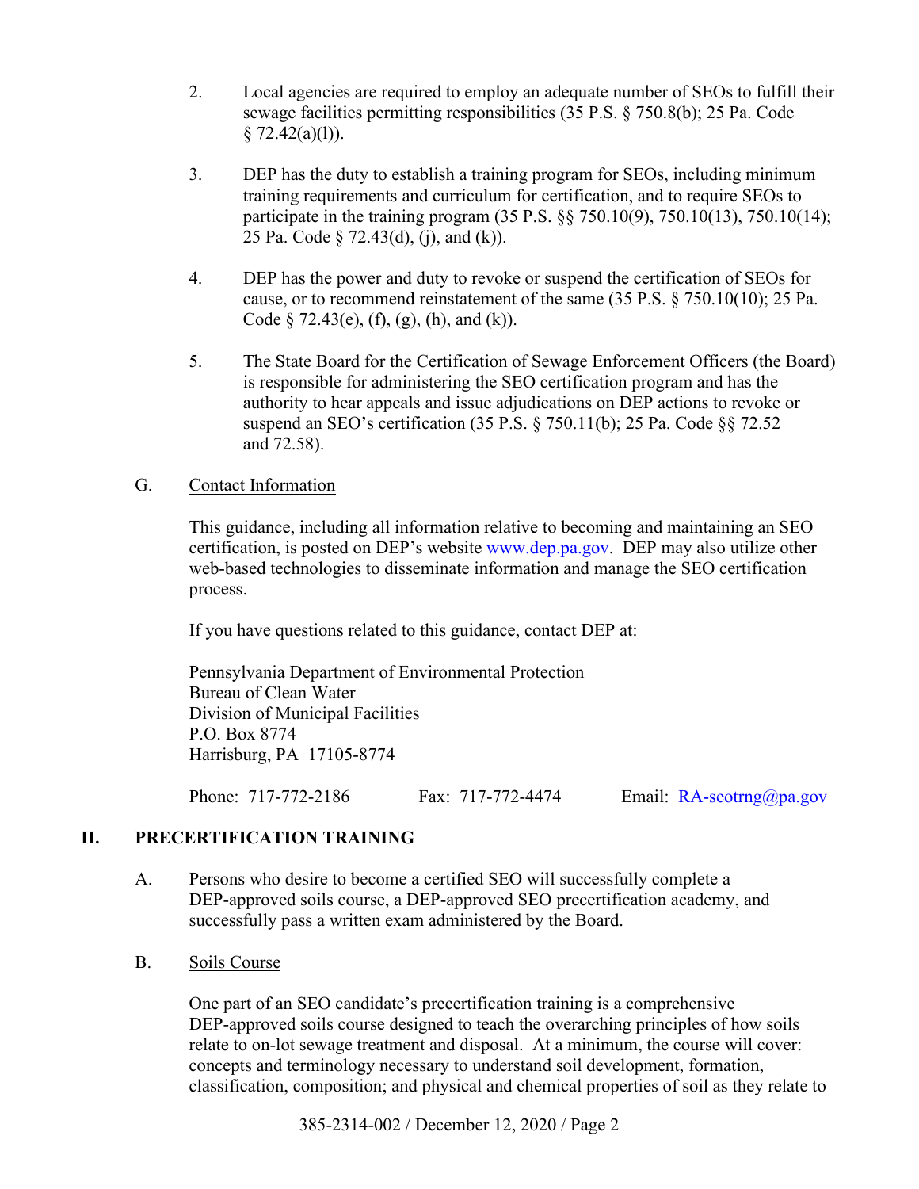2. Local agencies are required to employ an adequate number of SEOs to fulfill their sewage facilities permitting responsibilities (35 P.S. § 750.8(b); 25 Pa. Code § 72.42(a)(l)).

3. DEP has the duty to establish a training program for SEOs, including minimum training requirements and curriculum for certification, and to require SEOs to participate in the training program (35 P.S. §§ 750.10(9), 750.10(13), 750.10(14); 25 Pa. Code § 72.43(d), (j), and (k)).

4. DEP has the power and duty to revoke or suspend the certification of SEOs for cause, or to recommend reinstatement of the same (35 P.S. § 750.10(10); 25 Pa. Code § 72.43(e), (f), (g), (h), and (k)).

5. The State Board for the Certification of Sewage Enforcement Officers (the Board) is responsible for administering the SEO certification program and has the authority to hear appeals and issue adjudications on DEP actions to revoke or suspend an SEO's certification (35 P.S. § 750.11(b); 25 Pa. Code §§ 72.52 and 72.58).

G. Contact Information

This guidance, including all information relative to becoming and maintaining an SEO certification, is posted on DEP's website www.dep.pa.gov. DEP may also utilize other web-based technologies to disseminate information and manage the SEO certification process.

If you have questions related to this guidance, contact DEP at:

Pennsylvania Department of Environmental Protection
Bureau of Clean Water
Division of Municipal Facilities
P.O. Box 8774
Harrisburg, PA 17105-8774

Phone: 717-772-2186 Fax: 717-772-4474 Email: RA-seotrng@pa.gov

## II. PRECERTIFICATION TRAINING

A. Persons who desire to become a certified SEO will successfully complete a DEP-approved soils course, a DEP-approved SEO precertification academy, and successfully pass a written exam administered by the Board.

B. Soils Course

One part of an SEO candidate's precertification training is a comprehensive DEP-approved soils course designed to teach the overarching principles of how soils relate to on-lot sewage treatment and disposal. At a minimum, the course will cover: concepts and terminology necessary to understand soil development, formation, classification, composition; and physical and chemical properties of soil as they relate to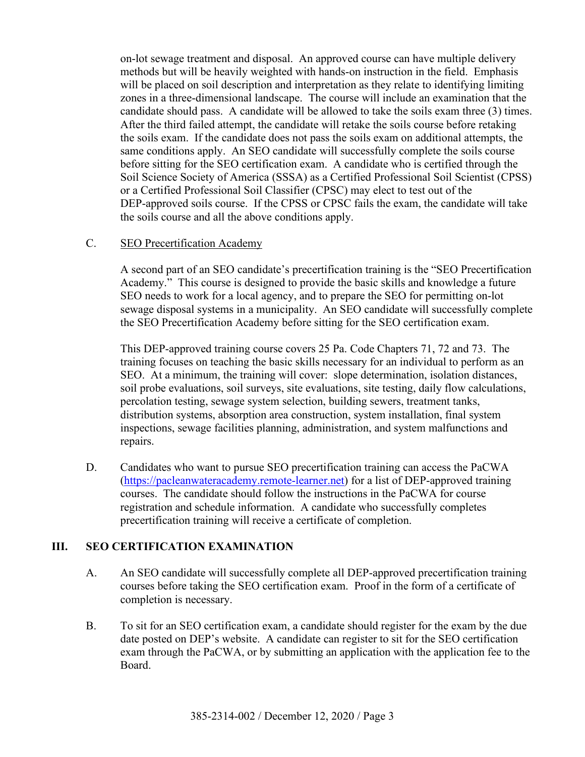on-lot sewage treatment and disposal. An approved course can have multiple delivery methods but will be heavily weighted with hands-on instruction in the field. Emphasis will be placed on soil description and interpretation as they relate to identifying limiting zones in a three-dimensional landscape. The course will include an examination that the candidate should pass. A candidate will be allowed to take the soils exam three (3) times. After the third failed attempt, the candidate will retake the soils course before retaking the soils exam. If the candidate does not pass the soils exam on additional attempts, the same conditions apply. An SEO candidate will successfully complete the soils course before sitting for the SEO certification exam. A candidate who is certified through the Soil Science Society of America (SSSA) as a Certified Professional Soil Scientist (CPSS) or a Certified Professional Soil Classifier (CPSC) may elect to test out of the DEP-approved soils course. If the CPSS or CPSC fails the exam, the candidate will take the soils course and all the above conditions apply.

C. SEO Precertification Academy

A second part of an SEO candidate's precertification training is the "SEO Precertification Academy." This course is designed to provide the basic skills and knowledge a future SEO needs to work for a local agency, and to prepare the SEO for permitting on-lot sewage disposal systems in a municipality. An SEO candidate will successfully complete the SEO Precertification Academy before sitting for the SEO certification exam.

This DEP-approved training course covers 25 Pa. Code Chapters 71, 72 and 73. The training focuses on teaching the basic skills necessary for an individual to perform as an SEO. At a minimum, the training will cover: slope determination, isolation distances, soil probe evaluations, soil surveys, site evaluations, site testing, daily flow calculations, percolation testing, sewage system selection, building sewers, treatment tanks, distribution systems, absorption area construction, system installation, final system inspections, sewage facilities planning, administration, and system malfunctions and repairs.

D. Candidates who want to pursue SEO precertification training can access the PaCWA (https://pacleanwateracademy.remote-learner.net) for a list of DEP-approved training courses. The candidate should follow the instructions in the PaCWA for course registration and schedule information. A candidate who successfully completes precertification training will receive a certificate of completion.

## III. SEO CERTIFICATION EXAMINATION

A. An SEO candidate will successfully complete all DEP-approved precertification training courses before taking the SEO certification exam. Proof in the form of a certificate of completion is necessary.

B. To sit for an SEO certification exam, a candidate should register for the exam by the due date posted on DEP's website. A candidate can register to sit for the SEO certification exam through the PaCWA, or by submitting an application with the application fee to the Board.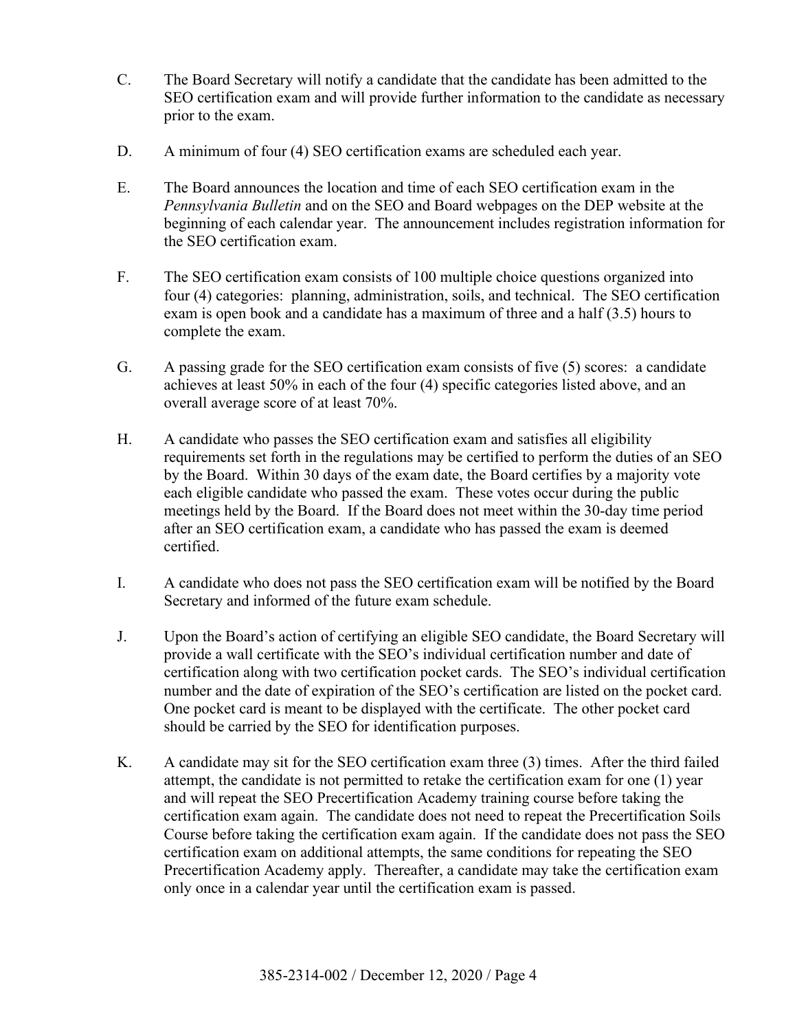C. The Board Secretary will notify a candidate that the candidate has been admitted to the SEO certification exam and will provide further information to the candidate as necessary prior to the exam.

D. A minimum of four (4) SEO certification exams are scheduled each year.

E. The Board announces the location and time of each SEO certification exam in the *Pennsylvania Bulletin* and on the SEO and Board webpages on the DEP website at the beginning of each calendar year. The announcement includes registration information for the SEO certification exam.

F. The SEO certification exam consists of 100 multiple choice questions organized into four (4) categories: planning, administration, soils, and technical. The SEO certification exam is open book and a candidate has a maximum of three and a half (3.5) hours to complete the exam.

G. A passing grade for the SEO certification exam consists of five (5) scores: a candidate achieves at least 50% in each of the four (4) specific categories listed above, and an overall average score of at least 70%.

H. A candidate who passes the SEO certification exam and satisfies all eligibility requirements set forth in the regulations may be certified to perform the duties of an SEO by the Board. Within 30 days of the exam date, the Board certifies by a majority vote each eligible candidate who passed the exam. These votes occur during the public meetings held by the Board. If the Board does not meet within the 30-day time period after an SEO certification exam, a candidate who has passed the exam is deemed certified.

I. A candidate who does not pass the SEO certification exam will be notified by the Board Secretary and informed of the future exam schedule.

J. Upon the Board's action of certifying an eligible SEO candidate, the Board Secretary will provide a wall certificate with the SEO's individual certification number and date of certification along with two certification pocket cards. The SEO's individual certification number and the date of expiration of the SEO's certification are listed on the pocket card. One pocket card is meant to be displayed with the certificate. The other pocket card should be carried by the SEO for identification purposes.

K. A candidate may sit for the SEO certification exam three (3) times. After the third failed attempt, the candidate is not permitted to retake the certification exam for one (1) year and will repeat the SEO Precertification Academy training course before taking the certification exam again. The candidate does not need to repeat the Precertification Soils Course before taking the certification exam again. If the candidate does not pass the SEO certification exam on additional attempts, the same conditions for repeating the SEO Precertification Academy apply. Thereafter, a candidate may take the certification exam only once in a calendar year until the certification exam is passed.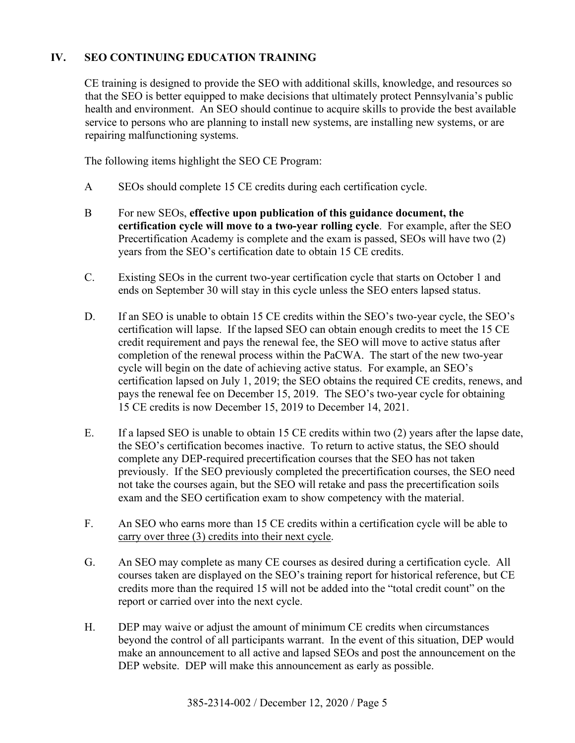## IV. SEO CONTINUING EDUCATION TRAINING

CE training is designed to provide the SEO with additional skills, knowledge, and resources so that the SEO is better equipped to make decisions that ultimately protect Pennsylvania's public health and environment. An SEO should continue to acquire skills to provide the best available service to persons who are planning to install new systems, are installing new systems, or are repairing malfunctioning systems.

The following items highlight the SEO CE Program:

A SEOs should complete 15 CE credits during each certification cycle.

B For new SEOs, **effective upon publication of this guidance document, the certification cycle will move to a two-year rolling cycle**. For example, after the SEO Precertification Academy is complete and the exam is passed, SEOs will have two (2) years from the SEO's certification date to obtain 15 CE credits.

C. Existing SEOs in the current two-year certification cycle that starts on October 1 and ends on September 30 will stay in this cycle unless the SEO enters lapsed status.

D. If an SEO is unable to obtain 15 CE credits within the SEO's two-year cycle, the SEO's certification will lapse. If the lapsed SEO can obtain enough credits to meet the 15 CE credit requirement and pays the renewal fee, the SEO will move to active status after completion of the renewal process within the PaCWA. The start of the new two-year cycle will begin on the date of achieving active status. For example, an SEO's certification lapsed on July 1, 2019; the SEO obtains the required CE credits, renews, and pays the renewal fee on December 15, 2019. The SEO's two-year cycle for obtaining 15 CE credits is now December 15, 2019 to December 14, 2021.

E. If a lapsed SEO is unable to obtain 15 CE credits within two (2) years after the lapse date, the SEO's certification becomes inactive. To return to active status, the SEO should complete any DEP-required precertification courses that the SEO has not taken previously. If the SEO previously completed the precertification courses, the SEO need not take the courses again, but the SEO will retake and pass the precertification soils exam and the SEO certification exam to show competency with the material.

F. An SEO who earns more than 15 CE credits within a certification cycle will be able to <u>carry over three (3) credits into their next cycle</u>.

G. An SEO may complete as many CE courses as desired during a certification cycle. All courses taken are displayed on the SEO's training report for historical reference, but CE credits more than the required 15 will not be added into the "total credit count" on the report or carried over into the next cycle.

H. DEP may waive or adjust the amount of minimum CE credits when circumstances beyond the control of all participants warrant. In the event of this situation, DEP would make an announcement to all active and lapsed SEOs and post the announcement on the DEP website. DEP will make this announcement as early as possible.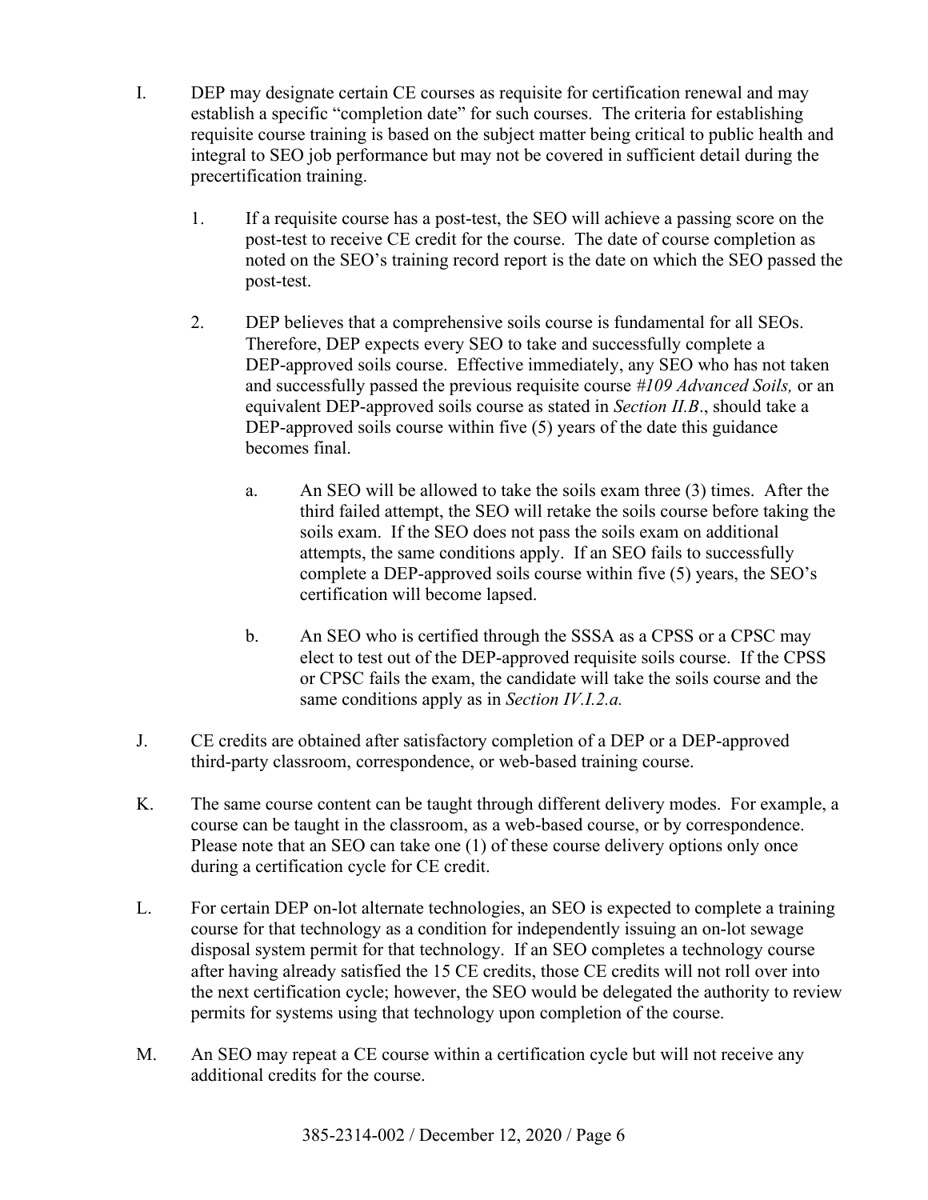I. DEP may designate certain CE courses as requisite for certification renewal and may establish a specific "completion date" for such courses. The criteria for establishing requisite course training is based on the subject matter being critical to public health and integral to SEO job performance but may not be covered in sufficient detail during the precertification training.

   1. If a requisite course has a post-test, the SEO will achieve a passing score on the post-test to receive CE credit for the course. The date of course completion as noted on the SEO's training record report is the date on which the SEO passed the post-test.

   2. DEP believes that a comprehensive soils course is fundamental for all SEOs. Therefore, DEP expects every SEO to take and successfully complete a DEP-approved soils course. Effective immediately, any SEO who has not taken and successfully passed the previous requisite course *#109 Advanced Soils,* or an equivalent DEP-approved soils course as stated in *Section II.B*., should take a DEP-approved soils course within five (5) years of the date this guidance becomes final.

      a. An SEO will be allowed to take the soils exam three (3) times. After the third failed attempt, the SEO will retake the soils course before taking the soils exam. If the SEO does not pass the soils exam on additional attempts, the same conditions apply. If an SEO fails to successfully complete a DEP-approved soils course within five (5) years, the SEO's certification will become lapsed.

      b. An SEO who is certified through the SSSA as a CPSS or a CPSC may elect to test out of the DEP-approved requisite soils course. If the CPSS or CPSC fails the exam, the candidate will take the soils course and the same conditions apply as in *Section IV.I.2.a.*

J. CE credits are obtained after satisfactory completion of a DEP or a DEP-approved third-party classroom, correspondence, or web-based training course.

K. The same course content can be taught through different delivery modes. For example, a course can be taught in the classroom, as a web-based course, or by correspondence. Please note that an SEO can take one (1) of these course delivery options only once during a certification cycle for CE credit.

L. For certain DEP on-lot alternate technologies, an SEO is expected to complete a training course for that technology as a condition for independently issuing an on-lot sewage disposal system permit for that technology. If an SEO completes a technology course after having already satisfied the 15 CE credits, those CE credits will not roll over into the next certification cycle; however, the SEO would be delegated the authority to review permits for systems using that technology upon completion of the course.

M. An SEO may repeat a CE course within a certification cycle but will not receive any additional credits for the course.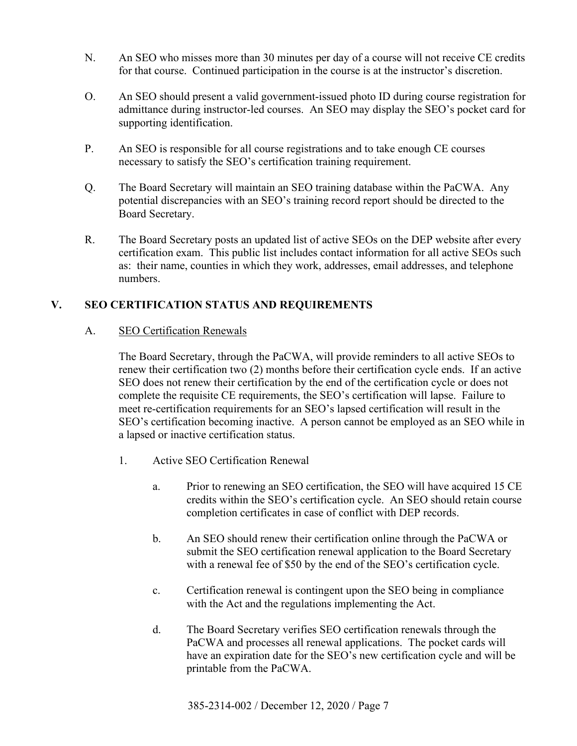N. An SEO who misses more than 30 minutes per day of a course will not receive CE credits for that course. Continued participation in the course is at the instructor's discretion.

O. An SEO should present a valid government-issued photo ID during course registration for admittance during instructor-led courses. An SEO may display the SEO's pocket card for supporting identification.

P. An SEO is responsible for all course registrations and to take enough CE courses necessary to satisfy the SEO's certification training requirement.

Q. The Board Secretary will maintain an SEO training database within the PaCWA. Any potential discrepancies with an SEO's training record report should be directed to the Board Secretary.

R. The Board Secretary posts an updated list of active SEOs on the DEP website after every certification exam. This public list includes contact information for all active SEOs such as: their name, counties in which they work, addresses, email addresses, and telephone numbers.

## V. SEO CERTIFICATION STATUS AND REQUIREMENTS

### A. SEO Certification Renewals

The Board Secretary, through the PaCWA, will provide reminders to all active SEOs to renew their certification two (2) months before their certification cycle ends. If an active SEO does not renew their certification by the end of the certification cycle or does not complete the requisite CE requirements, the SEO's certification will lapse. Failure to meet re-certification requirements for an SEO's lapsed certification will result in the SEO's certification becoming inactive. A person cannot be employed as an SEO while in a lapsed or inactive certification status.

1. Active SEO Certification Renewal

   a. Prior to renewing an SEO certification, the SEO will have acquired 15 CE credits within the SEO's certification cycle. An SEO should retain course completion certificates in case of conflict with DEP records.

   b. An SEO should renew their certification online through the PaCWA or submit the SEO certification renewal application to the Board Secretary with a renewal fee of $50 by the end of the SEO's certification cycle.

   c. Certification renewal is contingent upon the SEO being in compliance with the Act and the regulations implementing the Act.

   d. The Board Secretary verifies SEO certification renewals through the PaCWA and processes all renewal applications. The pocket cards will have an expiration date for the SEO's new certification cycle and will be printable from the PaCWA.

385-2314-002 / December 12, 2020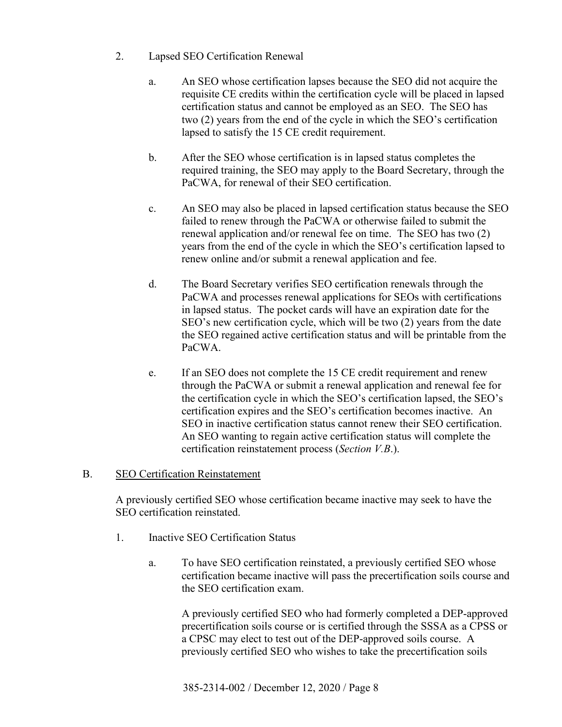2. Lapsed SEO Certification Renewal

   a. An SEO whose certification lapses because the SEO did not acquire the requisite CE credits within the certification cycle will be placed in lapsed certification status and cannot be employed as an SEO. The SEO has two (2) years from the end of the cycle in which the SEO's certification lapsed to satisfy the 15 CE credit requirement.

   b. After the SEO whose certification is in lapsed status completes the required training, the SEO may apply to the Board Secretary, through the PaCWA, for renewal of their SEO certification.

   c. An SEO may also be placed in lapsed certification status because the SEO failed to renew through the PaCWA or otherwise failed to submit the renewal application and/or renewal fee on time. The SEO has two (2) years from the end of the cycle in which the SEO's certification lapsed to renew online and/or submit a renewal application and fee.

   d. The Board Secretary verifies SEO certification renewals through the PaCWA and processes renewal applications for SEOs with certifications in lapsed status. The pocket cards will have an expiration date for the SEO's new certification cycle, which will be two (2) years from the date the SEO regained active certification status and will be printable from the PaCWA.

   e. If an SEO does not complete the 15 CE credit requirement and renew through the PaCWA or submit a renewal application and renewal fee for the certification cycle in which the SEO's certification lapsed, the SEO's certification expires and the SEO's certification becomes inactive. An SEO in inactive certification status cannot renew their SEO certification. An SEO wanting to regain active certification status will complete the certification reinstatement process (*Section V.B.*).

B. <u>SEO Certification Reinstatement</u>

A previously certified SEO whose certification became inactive may seek to have the SEO certification reinstated.

1. Inactive SEO Certification Status

   a. To have SEO certification reinstated, a previously certified SEO whose certification became inactive will pass the precertification soils course and the SEO certification exam.

      A previously certified SEO who had formerly completed a DEP-approved precertification soils course or is certified through the SSSA as a CPSS or a CPSC may elect to test out of the DEP-approved soils course. A previously certified SEO who wishes to take the precertification soils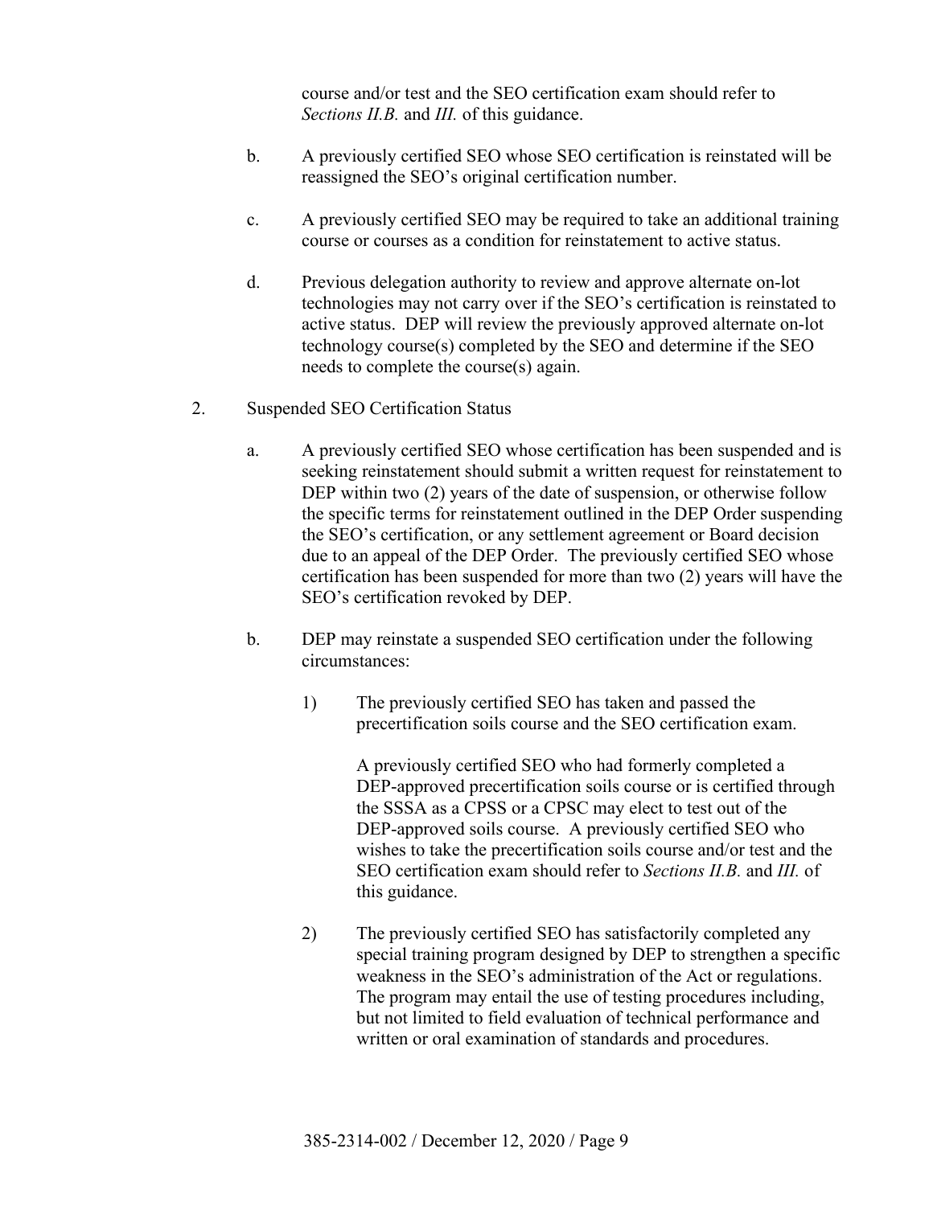course and/or test and the SEO certification exam should refer to *Sections II.B.* and *III.* of this guidance.

b. A previously certified SEO whose SEO certification is reinstated will be reassigned the SEO's original certification number.

c. A previously certified SEO may be required to take an additional training course or courses as a condition for reinstatement to active status.

d. Previous delegation authority to review and approve alternate on-lot technologies may not carry over if the SEO's certification is reinstated to active status. DEP will review the previously approved alternate on-lot technology course(s) completed by the SEO and determine if the SEO needs to complete the course(s) again.

2. Suspended SEO Certification Status

a. A previously certified SEO whose certification has been suspended and is seeking reinstatement should submit a written request for reinstatement to DEP within two (2) years of the date of suspension, or otherwise follow the specific terms for reinstatement outlined in the DEP Order suspending the SEO's certification, or any settlement agreement or Board decision due to an appeal of the DEP Order. The previously certified SEO whose certification has been suspended for more than two (2) years will have the SEO's certification revoked by DEP.

b. DEP may reinstate a suspended SEO certification under the following circumstances:

1) The previously certified SEO has taken and passed the precertification soils course and the SEO certification exam.

   A previously certified SEO who had formerly completed a DEP-approved precertification soils course or is certified through the SSSA as a CPSS or a CPSC may elect to test out of the DEP-approved soils course. A previously certified SEO who wishes to take the precertification soils course and/or test and the SEO certification exam should refer to *Sections II.B.* and *III.* of this guidance.

2) The previously certified SEO has satisfactorily completed any special training program designed by DEP to strengthen a specific weakness in the SEO's administration of the Act or regulations. The program may entail the use of testing procedures including, but not limited to field evaluation of technical performance and written or oral examination of standards and procedures.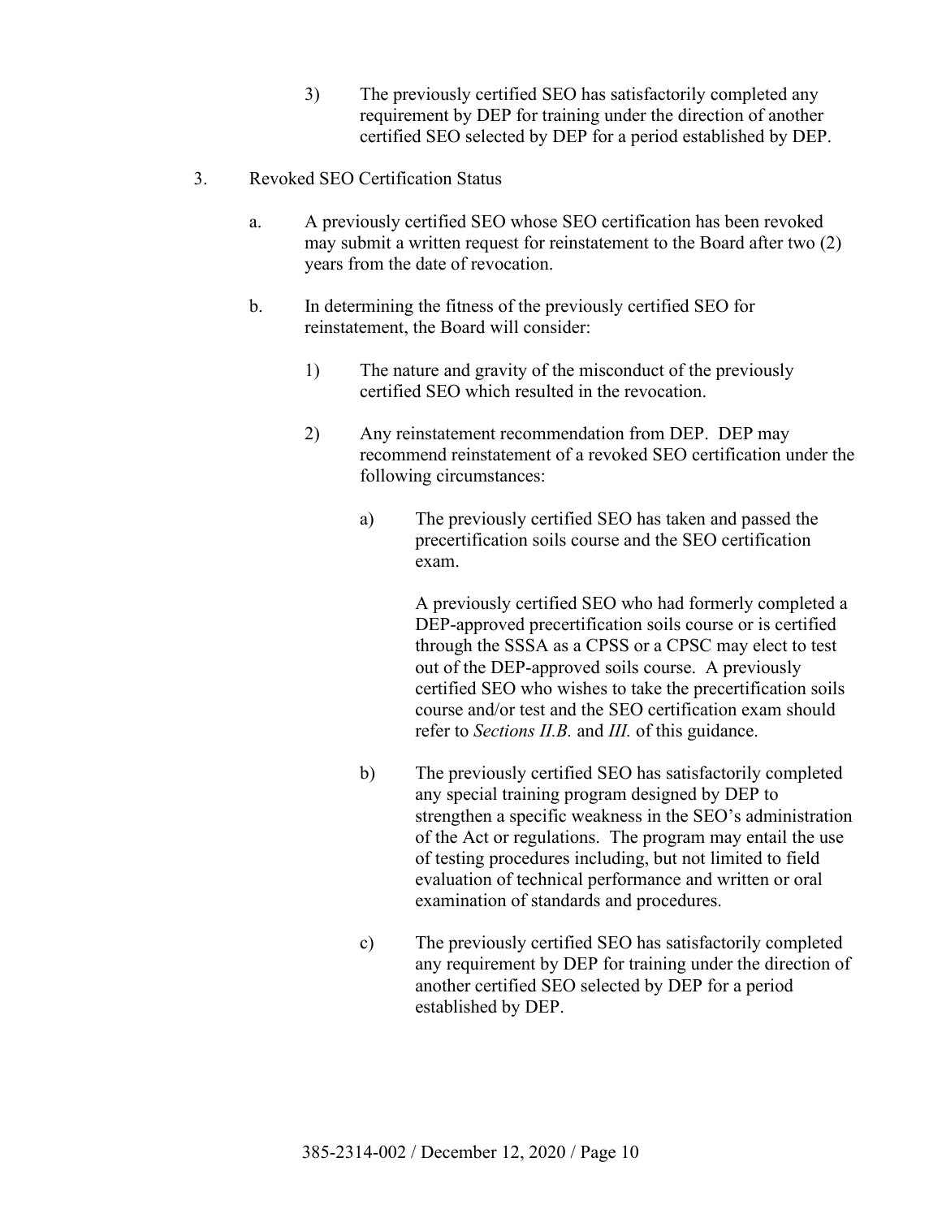3) The previously certified SEO has satisfactorily completed any requirement by DEP for training under the direction of another certified SEO selected by DEP for a period established by DEP.

3. Revoked SEO Certification Status

   a. A previously certified SEO whose SEO certification has been revoked may submit a written request for reinstatement to the Board after two (2) years from the date of revocation.

   b. In determining the fitness of the previously certified SEO for reinstatement, the Board will consider:

      1) The nature and gravity of the misconduct of the previously certified SEO which resulted in the revocation.

      2) Any reinstatement recommendation from DEP. DEP may recommend reinstatement of a revoked SEO certification under the following circumstances:

         a) The previously certified SEO has taken and passed the precertification soils course and the SEO certification exam.

            A previously certified SEO who had formerly completed a DEP-approved precertification soils course or is certified through the SSSA as a CPSS or a CPSC may elect to test out of the DEP-approved soils course. A previously certified SEO who wishes to take the precertification soils course and/or test and the SEO certification exam should refer to *Sections II.B.* and *III.* of this guidance.

         b) The previously certified SEO has satisfactorily completed any special training program designed by DEP to strengthen a specific weakness in the SEO's administration of the Act or regulations. The program may entail the use of testing procedures including, but not limited to field evaluation of technical performance and written or oral examination of standards and procedures.

         c) The previously certified SEO has satisfactorily completed any requirement by DEP for training under the direction of another certified SEO selected by DEP for a period established by DEP.